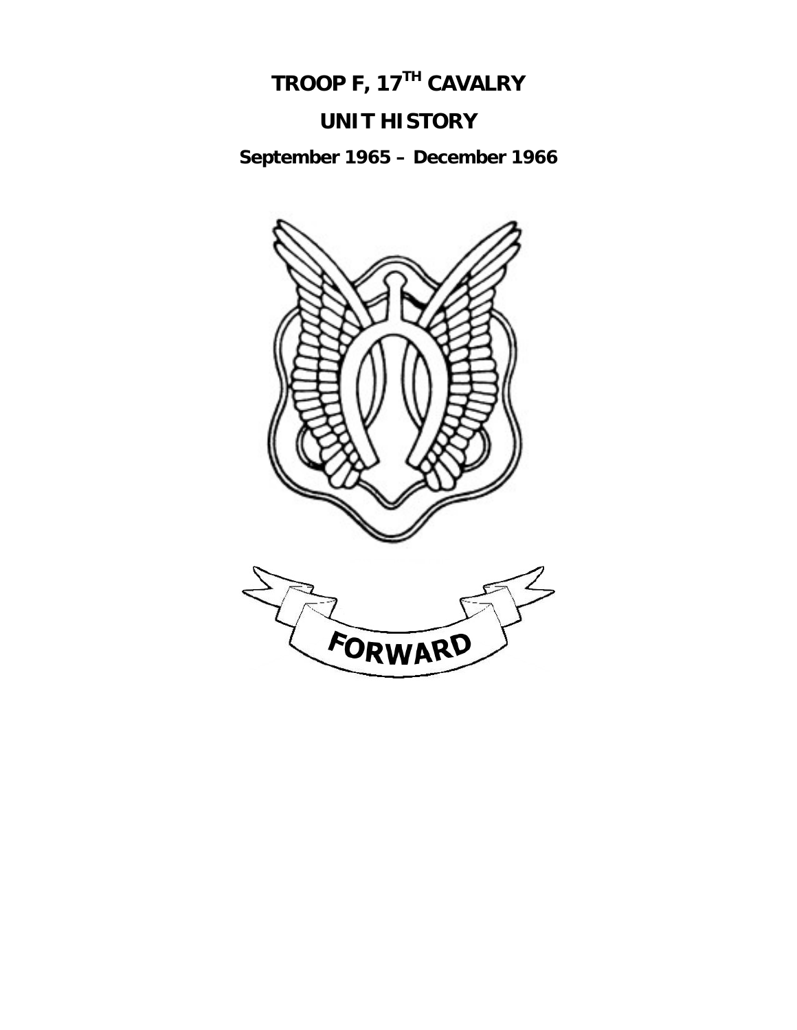# TROOP F, 17TH CAVALRY

## UNIT HISTORY

### September 1965 – December 1966

FORWARD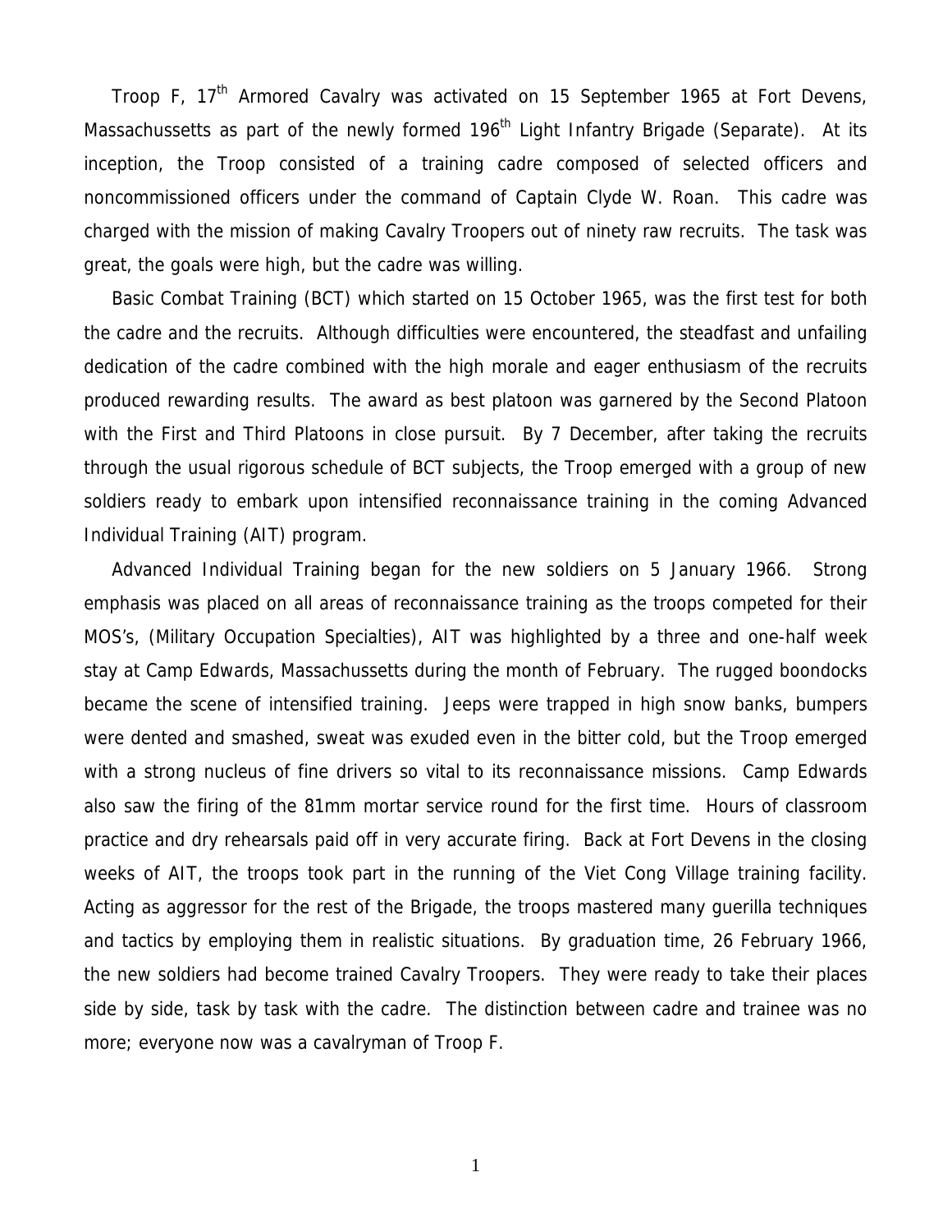Troop F, 17th Armored Cavalry was activated on 15 September 1965 at Fort Devens, Massachussetts as part of the newly formed 196th Light Infantry Brigade (Separate). At its inception, the Troop consisted of a training cadre composed of selected officers and noncommissioned officers under the command of Captain Clyde W. Roan. This cadre was charged with the mission of making Cavalry Troopers out of ninety raw recruits. The task was great, the goals were high, but the cadre was willing.

Basic Combat Training (BCT) which started on 15 October 1965, was the first test for both the cadre and the recruits. Although difficulties were encountered, the steadfast and unfailing dedication of the cadre combined with the high morale and eager enthusiasm of the recruits produced rewarding results. The award as best platoon was garnered by the Second Platoon with the First and Third Platoons in close pursuit. By 7 December, after taking the recruits through the usual rigorous schedule of BCT subjects, the Troop emerged with a group of new soldiers ready to embark upon intensified reconnaissance training in the coming Advanced Individual Training (AIT) program.

Advanced Individual Training began for the new soldiers on 5 January 1966. Strong emphasis was placed on all areas of reconnaissance training as the troops competed for their MOS's, (Military Occupation Specialties), AIT was highlighted by a three and one-half week stay at Camp Edwards, Massachussetts during the month of February. The rugged boondocks became the scene of intensified training. Jeeps were trapped in high snow banks, bumpers were dented and smashed, sweat was exuded even in the bitter cold, but the Troop emerged with a strong nucleus of fine drivers so vital to its reconnaissance missions. Camp Edwards also saw the firing of the 81mm mortar service round for the first time. Hours of classroom practice and dry rehearsals paid off in very accurate firing. Back at Fort Devens in the closing weeks of AIT, the troops took part in the running of the Viet Cong Village training facility. Acting as aggressor for the rest of the Brigade, the troops mastered many guerilla techniques and tactics by employing them in realistic situations. By graduation time, 26 February 1966, the new soldiers had become trained Cavalry Troopers. They were ready to take their places side by side, task by task with the cadre. The distinction between cadre and trainee was no more; everyone now was a cavalryman of Troop F.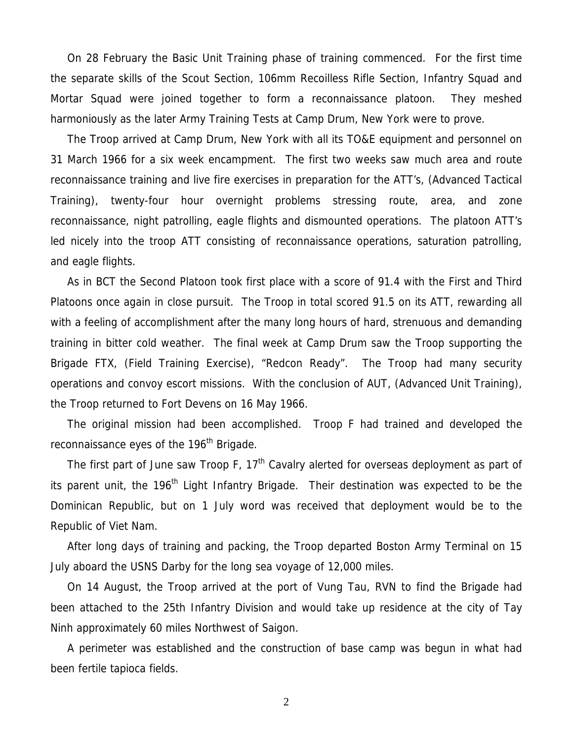On 28 February the Basic Unit Training phase of training commenced. For the first time the separate skills of the Scout Section, 106mm Recoilless Rifle Section, Infantry Squad and Mortar Squad were joined together to form a reconnaissance platoon. They meshed harmoniously as the later Army Training Tests at Camp Drum, New York were to prove.

The Troop arrived at Camp Drum, New York with all its TO&E equipment and personnel on 31 March 1966 for a six week encampment. The first two weeks saw much area and route reconnaissance training and live fire exercises in preparation for the ATT's, (Advanced Tactical Training), twenty-four hour overnight problems stressing route, area, and zone reconnaissance, night patrolling, eagle flights and dismounted operations. The platoon ATT's led nicely into the troop ATT consisting of reconnaissance operations, saturation patrolling, and eagle flights.

As in BCT the Second Platoon took first place with a score of 91.4 with the First and Third Platoons once again in close pursuit. The Troop in total scored 91.5 on its ATT, rewarding all with a feeling of accomplishment after the many long hours of hard, strenuous and demanding training in bitter cold weather. The final week at Camp Drum saw the Troop supporting the Brigade FTX, (Field Training Exercise), "Redcon Ready". The Troop had many security operations and convoy escort missions. With the conclusion of AUT, (Advanced Unit Training), the Troop returned to Fort Devens on 16 May 1966.

The original mission had been accomplished. Troop F had trained and developed the reconnaissance eyes of the 196th Brigade.

The first part of June saw Troop F, 17th Cavalry alerted for overseas deployment as part of its parent unit, the 196th Light Infantry Brigade. Their destination was expected to be the Dominican Republic, but on 1 July word was received that deployment would be to the Republic of Viet Nam.

After long days of training and packing, the Troop departed Boston Army Terminal on 15 July aboard the USNS Darby for the long sea voyage of 12,000 miles.

On 14 August, the Troop arrived at the port of Vung Tau, RVN to find the Brigade had been attached to the 25th Infantry Division and would take up residence at the city of Tay Ninh approximately 60 miles Northwest of Saigon.

A perimeter was established and the construction of base camp was begun in what had been fertile tapioca fields.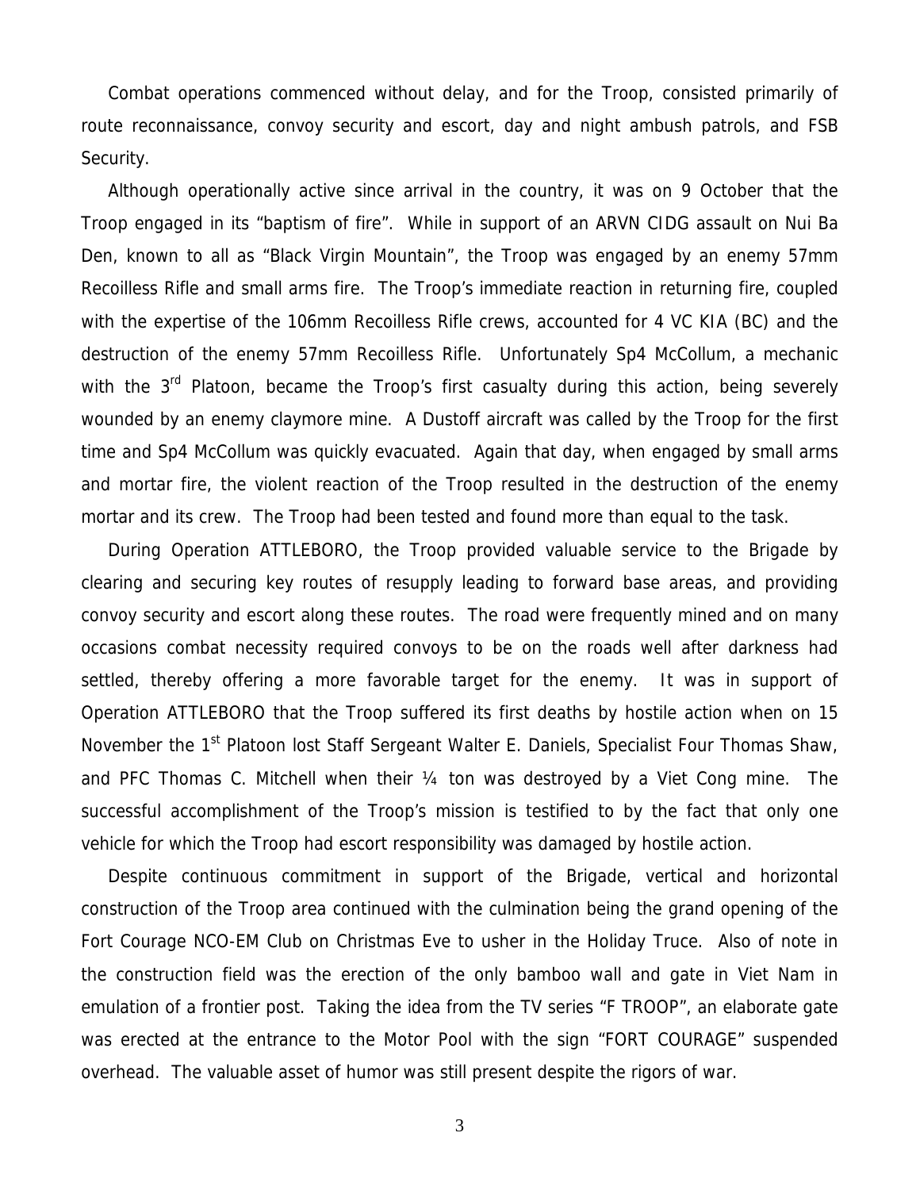Combat operations commenced without delay, and for the Troop, consisted primarily of route reconnaissance, convoy security and escort, day and night ambush patrols, and FSB Security.

Although operationally active since arrival in the country, it was on 9 October that the Troop engaged in its "baptism of fire". While in support of an ARVN CIDG assault on Nui Ba Den, known to all as "Black Virgin Mountain", the Troop was engaged by an enemy 57mm Recoilless Rifle and small arms fire. The Troop's immediate reaction in returning fire, coupled with the expertise of the 106mm Recoilless Rifle crews, accounted for 4 VC KIA (BC) and the destruction of the enemy 57mm Recoilless Rifle. Unfortunately Sp4 McCollum, a mechanic with the 3rd Platoon, became the Troop's first casualty during this action, being severely wounded by an enemy claymore mine. A Dustoff aircraft was called by the Troop for the first time and Sp4 McCollum was quickly evacuated. Again that day, when engaged by small arms and mortar fire, the violent reaction of the Troop resulted in the destruction of the enemy mortar and its crew. The Troop had been tested and found more than equal to the task.

During Operation ATTLEBORO, the Troop provided valuable service to the Brigade by clearing and securing key routes of resupply leading to forward base areas, and providing convoy security and escort along these routes. The road were frequently mined and on many occasions combat necessity required convoys to be on the roads well after darkness had settled, thereby offering a more favorable target for the enemy. It was in support of Operation ATTLEBORO that the Troop suffered its first deaths by hostile action when on 15 November the 1st Platoon lost Staff Sergeant Walter E. Daniels, Specialist Four Thomas Shaw, and PFC Thomas C. Mitchell when their ¼ ton was destroyed by a Viet Cong mine. The successful accomplishment of the Troop's mission is testified to by the fact that only one vehicle for which the Troop had escort responsibility was damaged by hostile action.

Despite continuous commitment in support of the Brigade, vertical and horizontal construction of the Troop area continued with the culmination being the grand opening of the Fort Courage NCO-EM Club on Christmas Eve to usher in the Holiday Truce. Also of note in the construction field was the erection of the only bamboo wall and gate in Viet Nam in emulation of a frontier post. Taking the idea from the TV series "F TROOP", an elaborate gate was erected at the entrance to the Motor Pool with the sign "FORT COURAGE" suspended overhead. The valuable asset of humor was still present despite the rigors of war.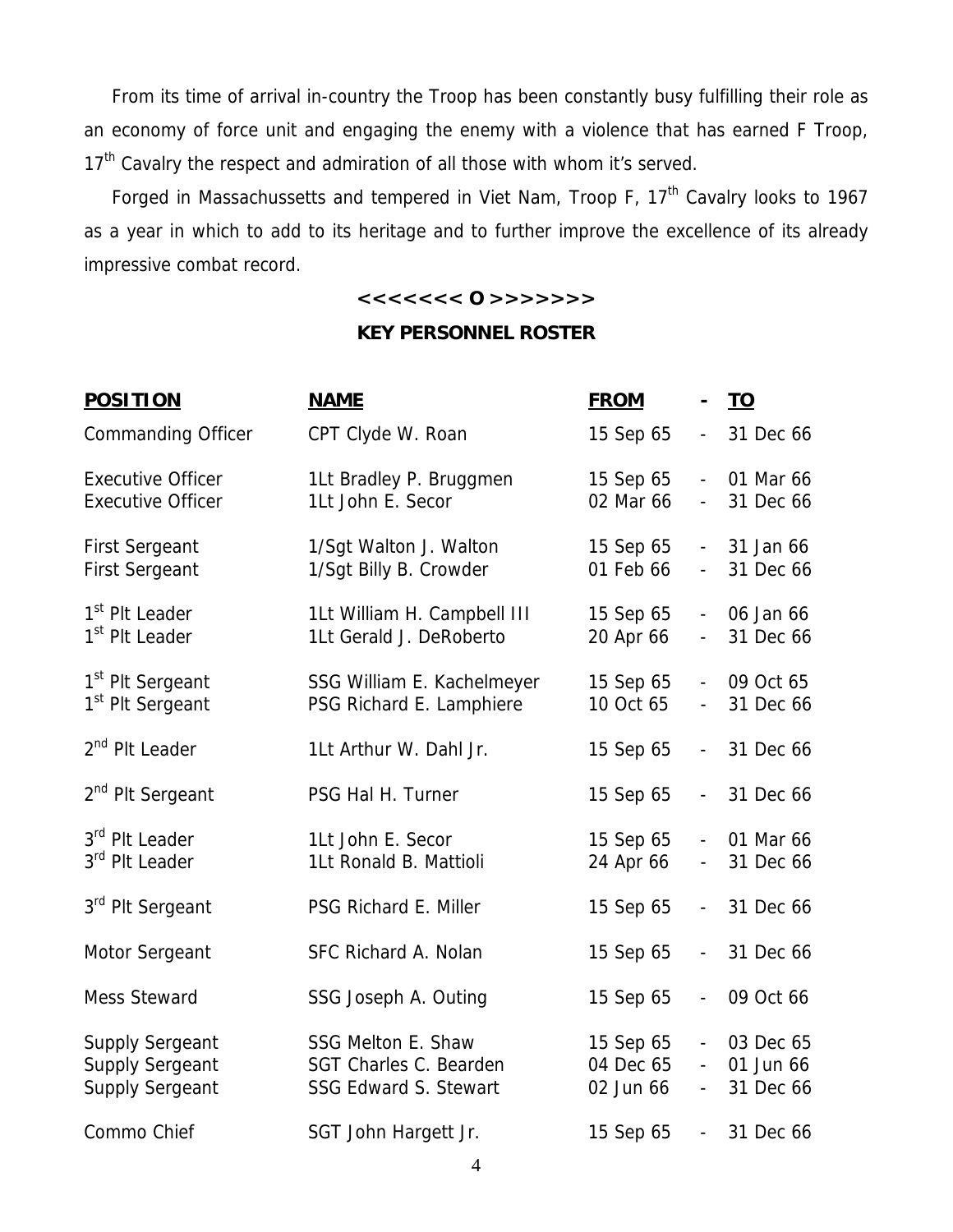From its time of arrival in-country the Troop has been constantly busy fulfilling their role as an economy of force unit and engaging the enemy with a violence that has earned F Troop, 17th Cavalry the respect and admiration of all those with whom it's served.

Forged in Massachussetts and tempered in Viet Nam, Troop F, 17th Cavalry looks to 1967 as a year in which to add to its heritage and to further improve the excellence of its already impressive combat record.

**<<<<<<< O >>>>>>>**

**KEY PERSONNEL ROSTER**

| POSITION | NAME | FROM | - | TO |
|---|---|---|---|---|
| Commanding Officer | CPT Clyde W. Roan | 15 Sep 65 | - | 31 Dec 66 |
| Executive Officer | 1Lt Bradley P. Bruggmen | 15 Sep 65 | - | 01 Mar 66 |
| Executive Officer | 1Lt John E. Secor | 02 Mar 66 | - | 31 Dec 66 |
| First Sergeant | 1/Sgt Walton J. Walton | 15 Sep 65 | - | 31 Jan 66 |
| First Sergeant | 1/Sgt Billy B. Crowder | 01 Feb 66 | - | 31 Dec 66 |
| 1st Plt Leader | 1Lt William H. Campbell III | 15 Sep 65 | - | 06 Jan 66 |
| 1st Plt Leader | 1Lt Gerald J. DeRoberto | 20 Apr 66 | - | 31 Dec 66 |
| 1st Plt Sergeant | SSG William E. Kachelmeyer | 15 Sep 65 | - | 09 Oct 65 |
| 1st Plt Sergeant | PSG Richard E. Lamphiere | 10 Oct 65 | - | 31 Dec 66 |
| 2nd Plt Leader | 1Lt Arthur W. Dahl Jr. | 15 Sep 65 | - | 31 Dec 66 |
| 2nd Plt Sergeant | PSG Hal H. Turner | 15 Sep 65 | - | 31 Dec 66 |
| 3rd Plt Leader | 1Lt John E. Secor | 15 Sep 65 | - | 01 Mar 66 |
| 3rd Plt Leader | 1Lt Ronald B. Mattioli | 24 Apr 66 | - | 31 Dec 66 |
| 3rd Plt Sergeant | PSG Richard E. Miller | 15 Sep 65 | - | 31 Dec 66 |
| Motor Sergeant | SFC Richard A. Nolan | 15 Sep 65 | - | 31 Dec 66 |
| Mess Steward | SSG Joseph A. Outing | 15 Sep 65 | - | 09 Oct 66 |
| Supply Sergeant | SSG Melton E. Shaw | 15 Sep 65 | - | 03 Dec 65 |
| Supply Sergeant | SGT Charles C. Bearden | 04 Dec 65 | - | 01 Jun 66 |
| Supply Sergeant | SSG Edward S. Stewart | 02 Jun 66 | - | 31 Dec 66 |
| Commo Chief | SGT John Hargett Jr. | 15 Sep 65 | - | 31 Dec 66 |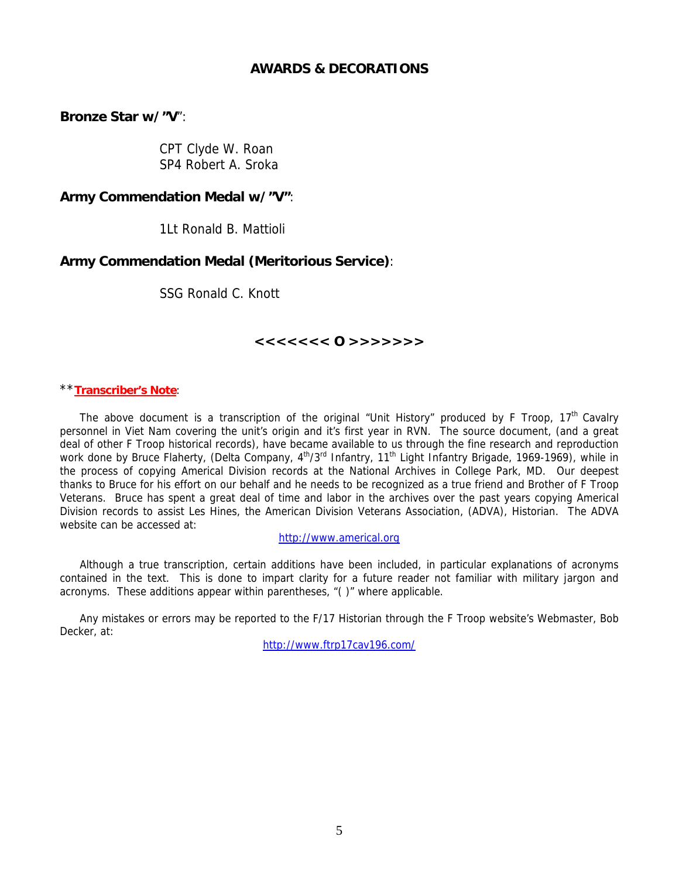## AWARDS & DECORATIONS

**Bronze Star w/"V"**:

CPT Clyde W. Roan
SP4 Robert A. Sroka

**Army Commendation Medal w/"V"**:

1Lt Ronald B. Mattioli

**Army Commendation Medal (Meritorious Service)**:

SSG Ronald C. Knott

**<<<<<<< O >>>>>>>**

****Transcriber's Note**:

The above document is a transcription of the original "Unit History" produced by F Troop, 17th Cavalry personnel in Viet Nam covering the unit's origin and it's first year in RVN. The source document, (and a great deal of other F Troop historical records), have became available to us through the fine research and reproduction work done by Bruce Flaherty, (Delta Company, 4th/3rd Infantry, 11th Light Infantry Brigade, 1969-1969), while in the process of copying Americal Division records at the National Archives in College Park, MD. Our deepest thanks to Bruce for his effort on our behalf and he needs to be recognized as a true friend and Brother of F Troop Veterans. Bruce has spent a great deal of time and labor in the archives over the past years copying Americal Division records to assist Les Hines, the American Division Veterans Association, (ADVA), Historian. The ADVA website can be accessed at:

http://www.americal.org

Although a true transcription, certain additions have been included, in particular explanations of acronyms contained in the text. This is done to impart clarity for a future reader not familiar with military jargon and acronyms. These additions appear within parentheses, "( )" where applicable.

Any mistakes or errors may be reported to the F/17 Historian through the F Troop website's Webmaster, Bob Decker, at:

http://www.ftrp17cav196.com/